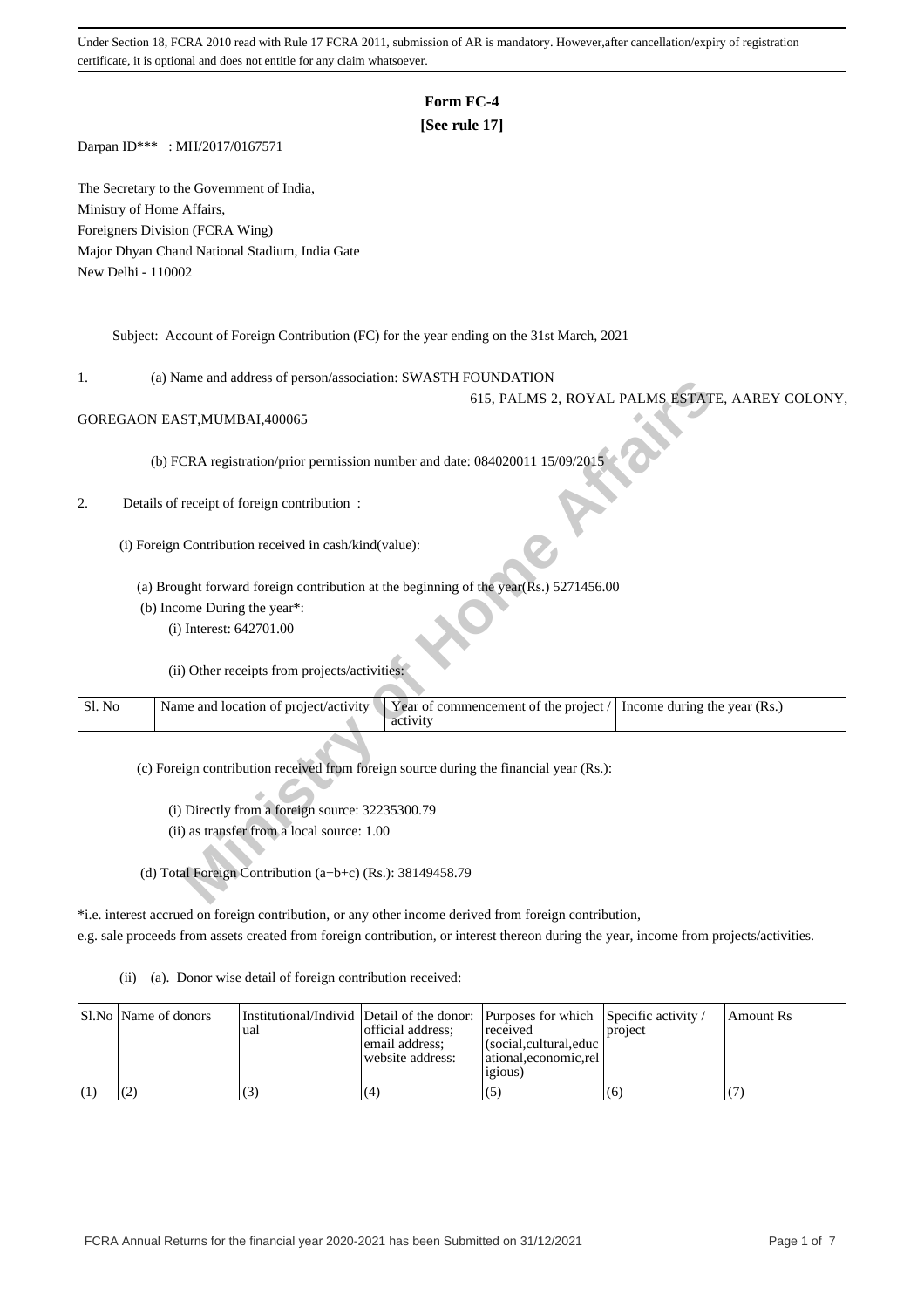Under Section 18, FCRA 2010 read with Rule 17 FCRA 2011, submission of AR is mandatory. However,after cancellation/expiry of registration certificate, it is optional and does not entitle for any claim whatsoever.

# Form FC-4
## [See rule 17]

Darpan ID*** : MH/2017/0167571

The Secretary to the Government of India,
Ministry of Home Affairs,
Foreigners Division (FCRA Wing)
Major Dhyan Chand National Stadium, India Gate
New Delhi - 110002

Subject: Account of Foreign Contribution (FC) for the year ending on the 31st March, 2021

1. (a) Name and address of person/association: SWASTH FOUNDATION
615, PALMS 2, ROYAL PALMS ESTATE, AAREY COLONY, GOREGAON EAST,MUMBAI,400065

(b) FCRA registration/prior permission number and date: 084020011 15/09/2015

2. Details of receipt of foreign contribution :

(i) Foreign Contribution received in cash/kind(value):

(a) Brought forward foreign contribution at the beginning of the year(Rs.) 5271456.00

(b) Income During the year*:

(i) Interest: 642701.00

(ii) Other receipts from projects/activities:

| Sl. No | Name and location of project/activity | Year of commencement of the project / activity | Income during the year (Rs.) |
|---|---|---|---|

(c) Foreign contribution received from foreign source during the financial year (Rs.):

(i) Directly from a foreign source: 32235300.79

(ii) as transfer from a local source: 1.00

(d) Total Foreign Contribution (a+b+c) (Rs.): 38149458.79

*i.e. interest accrued on foreign contribution, or any other income derived from foreign contribution,
e.g. sale proceeds from assets created from foreign contribution, or interest thereon during the year, income from projects/activities.

(ii) (a). Donor wise detail of foreign contribution received:

| Sl.No | Name of donors | Institutional/Individual | Detail of the donor: official address; email address; website address: | Purposes for which received (social,cultural,educational,economic,religious) | Specific activity / project | Amount Rs |
|---|---|---|---|---|---|---|
| (1) | (2) | (3) | (4) | (5) | (6) | (7) |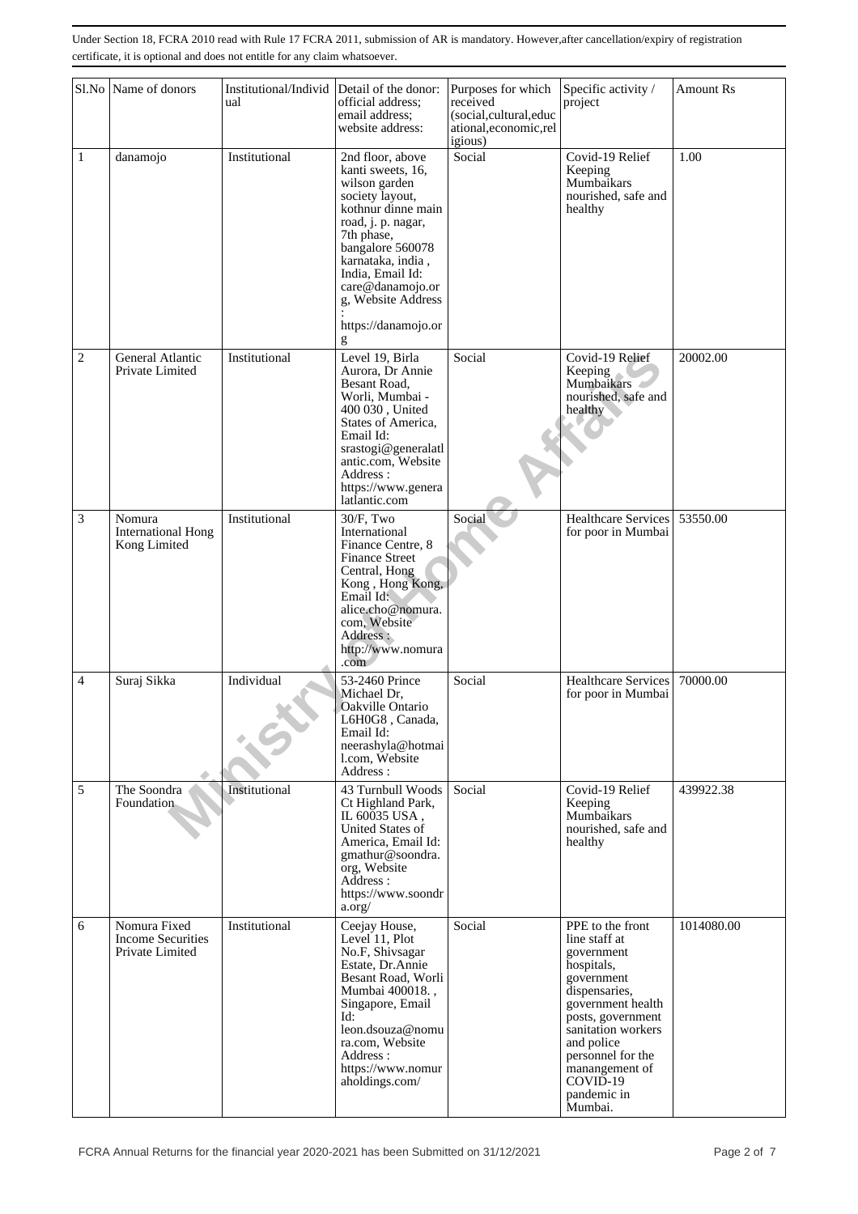Under Section 18, FCRA 2010 read with Rule 17 FCRA 2011, submission of AR is mandatory. However,after cancellation/expiry of registration certificate, it is optional and does not entitle for any claim whatsoever.

| Sl.No | Name of donors | Institutional/Individual | Detail of the donor: official address; email address; website address: | Purposes for which received (social,cultural,educational,economic,religious) | Specific activity / project | Amount Rs |
|---|---|---|---|---|---|---|
| 1 | danamojo | Institutional | 2nd floor, above kanti sweets, 16, wilson garden society layout, kothnur dinne main road, j. p. nagar, 7th phase, bangalore 560078 karnataka, india , India, Email Id: care@danamojo.org, Website Address : https://danamojo.org | Social | Covid-19 Relief Keeping Mumbaikars nourished, safe and healthy | 1.00 |
| 2 | General Atlantic Private Limited | Institutional | Level 19, Birla Aurora, Dr Annie Besant Road, Worli, Mumbai - 400 030 , United States of America, Email Id: srastogi@generalatlantic.com, Website Address : https://www.generalatlantic.com | Social | Covid-19 Relief Keeping Mumbaikars nourished, safe and healthy | 20002.00 |
| 3 | Nomura International Hong Kong Limited | Institutional | 30/F, Two International Finance Centre, 8 Finance Street Central, Hong Kong , Hong Kong, Email Id: alice.cho@nomura.com, Website Address : http://www.nomura.com | Social | Healthcare Services for poor in Mumbai | 53550.00 |
| 4 | Suraj Sikka | Individual | 53-2460 Prince Michael Dr, Oakville Ontario L6H0G8 , Canada, Email Id: neerashyla@hotmail.com, Website Address : | Social | Healthcare Services for poor in Mumbai | 70000.00 |
| 5 | The Soondra Foundation | Institutional | 43 Turnbull Woods Ct Highland Park, IL 60035 USA , United States of America, Email Id: gmathur@soondra.org, Website Address : https://www.soondra.org/ | Social | Covid-19 Relief Keeping Mumbaikars nourished, safe and healthy | 439922.38 |
| 6 | Nomura Fixed Income Securities Private Limited | Institutional | Ceejay House, Level 11, Plot No.F, Shivsagar Estate, Dr.Annie Besant Road, Worli Mumbai 400018. , Singapore, Email Id: leon.dsouza@nomura.com, Website Address : https://www.nomuraholdings.com/ | Social | PPE to the front line staff at government hospitals, government dispensaries, government health posts, government sanitation workers and police personnel for the manangement of COVID-19 pandemic in Mumbai. | 1014080.00 |

FCRA Annual Returns for the financial year 2020-2021 has been Submitted on 31/12/2021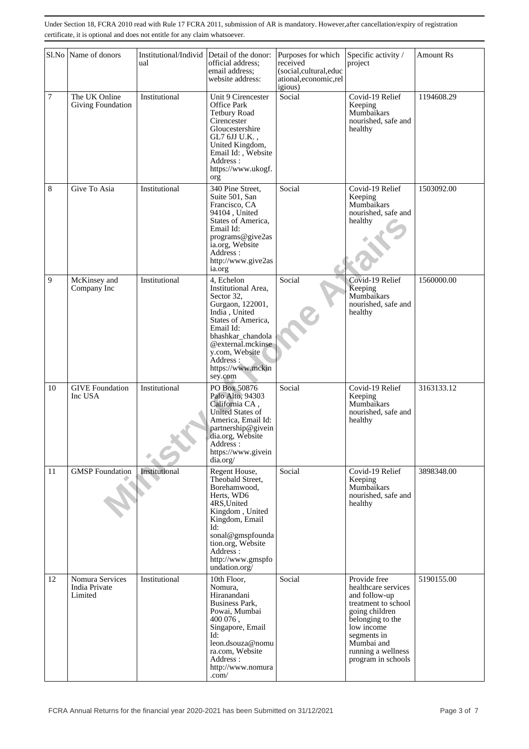Under Section 18, FCRA 2010 read with Rule 17 FCRA 2011, submission of AR is mandatory. However,after cancellation/expiry of registration certificate, it is optional and does not entitle for any claim whatsoever.

| Sl.No | Name of donors | Institutional/Individual | Detail of the donor: official address; email address; website address: | Purposes for which received (social,cultural,educational,economic,religious) | Specific activity / project | Amount Rs |
|---|---|---|---|---|---|---|
| 7 | The UK Online Giving Foundation | Institutional | Unit 9 Cirencester Office Park Tetbury Road Cirencester Gloucestershire GL7 6JJ U.K. , United Kingdom, Email Id: , Website Address : https://www.ukogf.org | Social | Covid-19 Relief Keeping Mumbaikars nourished, safe and healthy | 1194608.29 |
| 8 | Give To Asia | Institutional | 340 Pine Street, Suite 501, San Francisco, CA 94104 , United States of America, Email Id: programs@give2asia.org, Website Address : http://www.give2asia.org | Social | Covid-19 Relief Keeping Mumbaikars nourished, safe and healthy | 1503092.00 |
| 9 | McKinsey and Company Inc | Institutional | 4, Echelon Institutional Area, Sector 32, Gurgaon, 122001, India , United States of America, Email Id: bhashkar_chandola@external.mckinsey.com, Website Address : https://www.mckinsey.com | Social | Covid-19 Relief Keeping Mumbaikars nourished, safe and healthy | 1560000.00 |
| 10 | GIVE Foundation Inc USA | Institutional | PO Box 50876 Palo Alto, 94303 California CA , United States of America, Email Id: partnership@giveindia.org, Website Address : https://www.giveindia.org/ | Social | Covid-19 Relief Keeping Mumbaikars nourished, safe and healthy | 3163133.12 |
| 11 | GMSP Foundation | Institutional | Regent House, Theobald Street, Borehamwood, Herts, WD6 4RS,United Kingdom , United Kingdom, Email Id: sonal@gmspfoundation.org, Website Address : http://www.gmspfoundation.org/ | Social | Covid-19 Relief Keeping Mumbaikars nourished, safe and healthy | 3898348.00 |
| 12 | Nomura Services India Private Limited | Institutional | 10th Floor, Nomura, Hiranandani Business Park, Powai, Mumbai 400 076 , Singapore, Email Id: leon.dsouza@nomura.com, Website Address : http://www.nomura.com/ | Social | Provide free healthcare services and follow-up treatment to school going children belonging to the low income segments in Mumbai and running a wellness program in schools | 5190155.00 |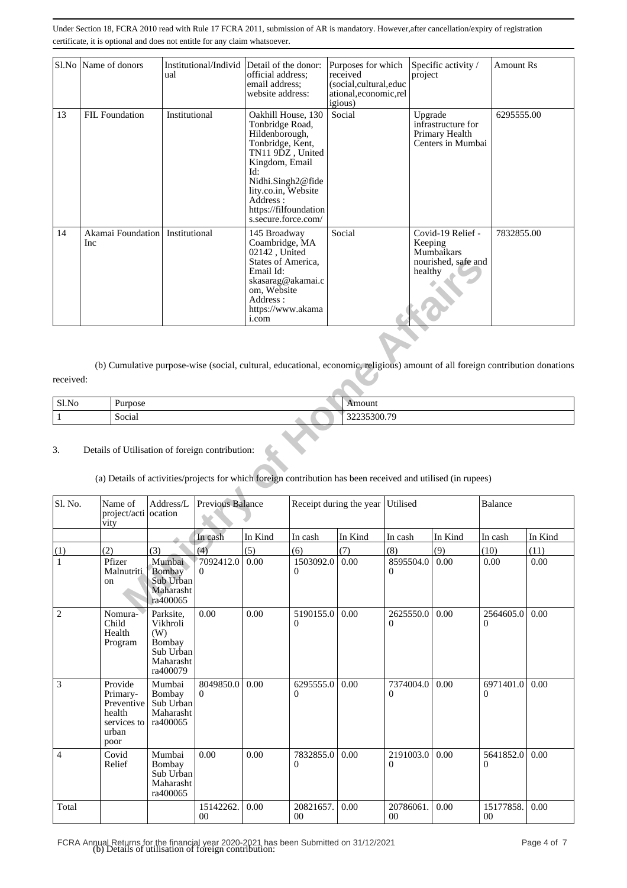Under Section 18, FCRA 2010 read with Rule 17 FCRA 2011, submission of AR is mandatory. However,after cancellation/expiry of registration certificate, it is optional and does not entitle for any claim whatsoever.

| Sl.No | Name of donors | Institutional/Individual | Detail of the donor: official address; email address; website address: | Purposes for which received (social,cultural,educational,economic,religious) | Specific activity / project | Amount Rs |
|---|---|---|---|---|---|---|
| 13 | FIL Foundation | Institutional | Oakhill House, 130 Tonbridge Road, Hildenborough, Tonbridge, Kent, TN11 9DZ , United Kingdom, Email Id: Nidhi.Singh2@fidelity.co.in, Website Address : https://filfoundations.secure.force.com/ | Social | Upgrade infrastructure for Primary Health Centers in Mumbai | 6295555.00 |
| 14 | Akamai Foundation Inc | Institutional | 145 Broadway Coambridge, MA 02142 , United States of America, Email Id: skasarag@akamai.com, Website Address : https://www.akamai.com | Social | Covid-19 Relief - Keeping Mumbaikars nourished, safe and healthy | 7832855.00 |

(b) Cumulative purpose-wise (social, cultural, educational, economic, religious) amount of all foreign contribution donations received:

| Sl.No | Purpose | Amount |
|---|---|---|
| 1 | Social | 32235300.79 |

3. Details of Utilisation of foreign contribution:

(a) Details of activities/projects for which foreign contribution has been received and utilised (in rupees)

| Sl. No. | Name of project/activity | Address/Location | Previous Balance | | Receipt during the year | | Utilised | | Balance | |
|---|---|---|---|---|---|---|---|---|---|---|
| | | | In cash | In Kind | In cash | In Kind | In cash | In Kind | In cash | In Kind |
| (1) | (2) | (3) | (4) | (5) | (6) | (7) | (8) | (9) | (10) | (11) |
| 1 | Pfizer Malnutrition | Mumbai Bombay Sub Urban Maharashtra400065 | 7092412.00 | 0.00 | 1503092.00 | 0.00 | 8595504.00 | 0.00 | 0.00 | 0.00 |
| 2 | Nomura-Child Health Program | Parksite, Vikhroli (W) Bombay Sub Urban Maharashtra400079 | 0.00 | 0.00 | 5190155.00 | 0.00 | 2625550.00 | 0.00 | 2564605.00 | 0.00 |
| 3 | Provide Primary-Preventive health services to urban poor | Mumbai Bombay Sub Urban Maharashtra400065 | 8049850.00 | 0.00 | 6295555.00 | 0.00 | 7374004.00 | 0.00 | 6971401.00 | 0.00 |
| 4 | Covid Relief | Mumbai Bombay Sub Urban Maharashtra400065 | 0.00 | 0.00 | 7832855.00 | 0.00 | 2191003.00 | 0.00 | 5641852.00 | 0.00 |
| Total | | | 15142262.00 | 0.00 | 20821657.00 | 0.00 | 20786061.00 | 0.00 | 15177858.00 | 0.00 |

(b) Details of utilisation of foreign contribution: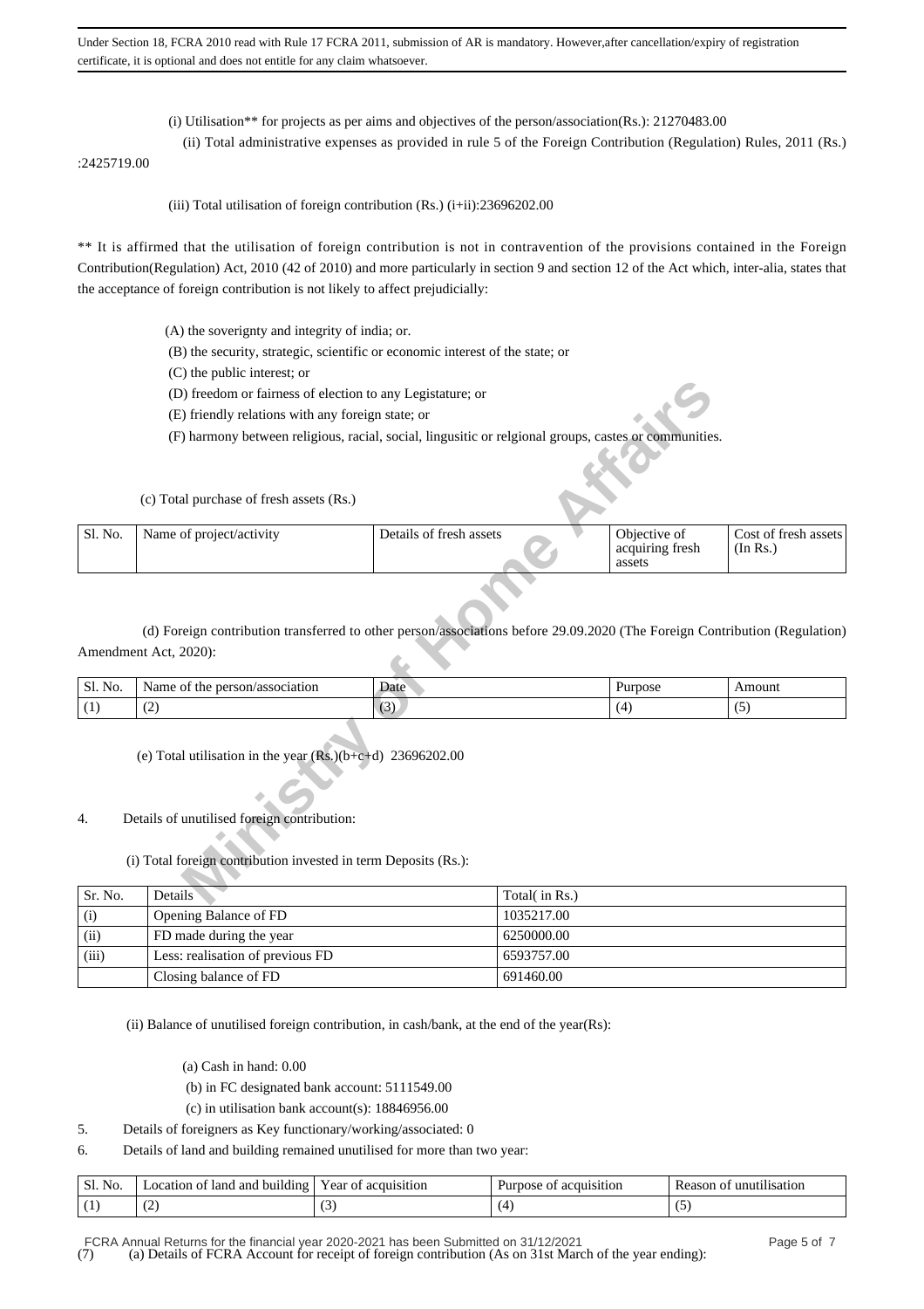Under Section 18, FCRA 2010 read with Rule 17 FCRA 2011, submission of AR is mandatory. However,after cancellation/expiry of registration certificate, it is optional and does not entitle for any claim whatsoever.

(i) Utilisation** for projects as per aims and objectives of the person/association(Rs.): 21270483.00

(ii) Total administrative expenses as provided in rule 5 of the Foreign Contribution (Regulation) Rules, 2011 (Rs.) :2425719.00

(iii) Total utilisation of foreign contribution (Rs.) (i+ii):23696202.00

** It is affirmed that the utilisation of foreign contribution is not in contravention of the provisions contained in the Foreign Contribution(Regulation) Act, 2010 (42 of 2010) and more particularly in section 9 and section 12 of the Act which, inter-alia, states that the acceptance of foreign contribution is not likely to affect prejudicially:

(A) the soverignty and integrity of india; or.

(B) the security, strategic, scientific or economic interest of the state; or

(C) the public interest; or

(D) freedom or fairness of election to any Legistature; or

(E) friendly relations with any foreign state; or

(F) harmony between religious, racial, social, lingusitic or relgional groups, castes or communities.

(c) Total purchase of fresh assets (Rs.)

| Sl. No. | Name of project/activity | Details of fresh assets | Objective of acquiring fresh assets | Cost of fresh assets (In Rs.) |
|---|---|---|---|---|

(d) Foreign contribution transferred to other person/associations before 29.09.2020 (The Foreign Contribution (Regulation) Amendment Act, 2020):

| Sl. No. | Name of the person/association | Date | Purpose | Amount |
|---|---|---|---|---|
| (1) | (2) | (3) | (4) | (5) |

(e) Total utilisation in the year (Rs.)(b+c+d) 23696202.00

4. Details of unutilised foreign contribution:

(i) Total foreign contribution invested in term Deposits (Rs.):

| Sr. No. | Details | Total( in Rs.) |
|---|---|---|
| (i) | Opening Balance of FD | 1035217.00 |
| (ii) | FD made during the year | 6250000.00 |
| (iii) | Less: realisation of previous FD | 6593757.00 |
| | Closing balance of FD | 691460.00 |

(ii) Balance of unutilised foreign contribution, in cash/bank, at the end of the year(Rs):

(a) Cash in hand: 0.00

(b) in FC designated bank account: 5111549.00

(c) in utilisation bank account(s): 18846956.00

5. Details of foreigners as Key functionary/working/associated: 0

6. Details of land and building remained unutilised for more than two year:

| Sl. No. | Location of land and building | Year of acquisition | Purpose of acquisition | Reason of unutilisation |
|---|---|---|---|---|
| (1) | (2) | (3) | (4) | (5) |

(7) (a) Details of FCRA Account for receipt of foreign contribution (As on 31st March of the year ending):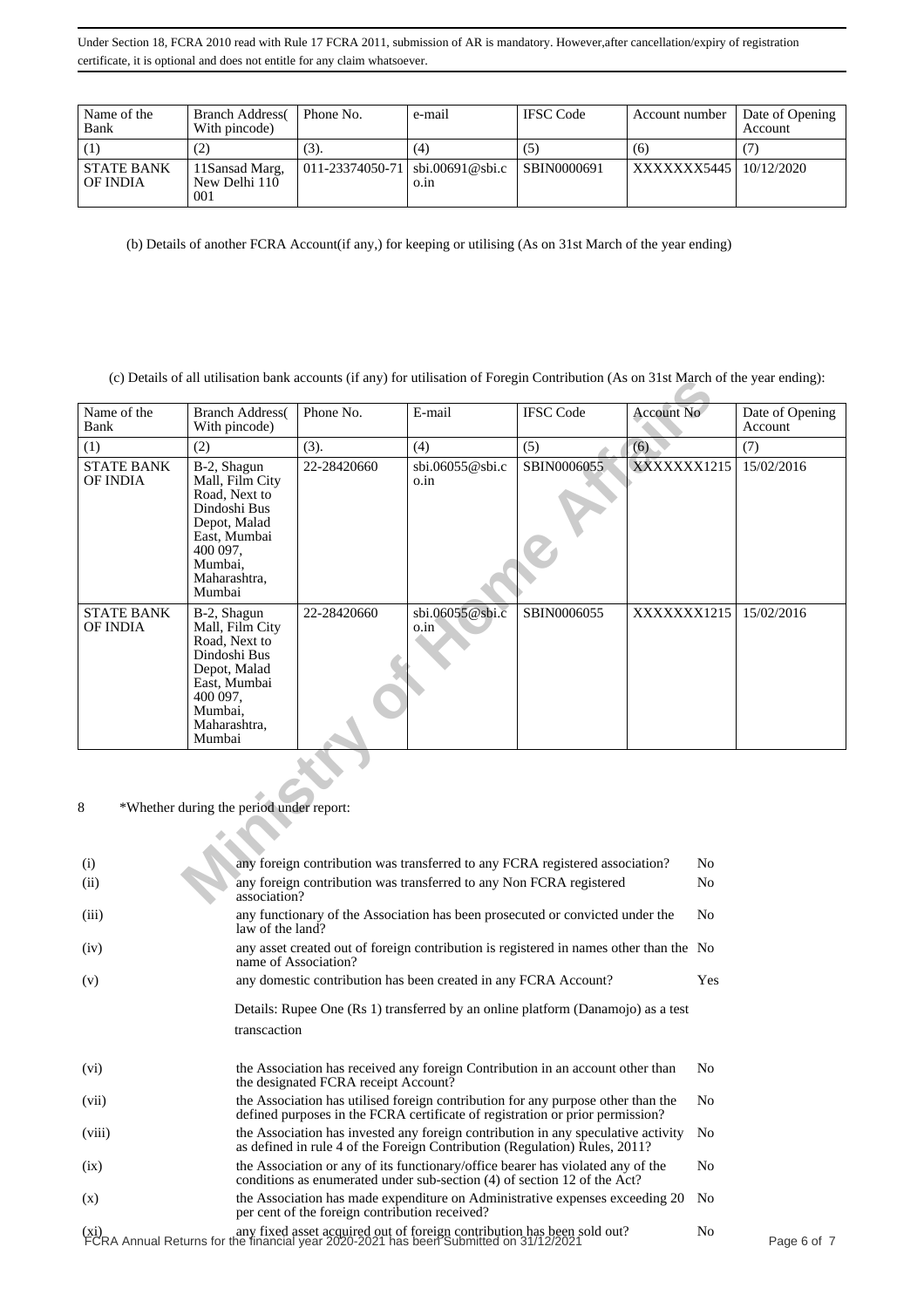Under Section 18, FCRA 2010 read with Rule 17 FCRA 2011, submission of AR is mandatory. However,after cancellation/expiry of registration certificate, it is optional and does not entitle for any claim whatsoever.

| Name of the Bank | Branch Address( With pincode) | Phone No. | e-mail | IFSC Code | Account number | Date of Opening Account |
|---|---|---|---|---|---|---|
| (1) | (2) | (3). | (4) | (5) | (6) | (7) |
| STATE BANK OF INDIA | 11Sansad Marg, New Delhi 110 001 | 011-23374050-71 | sbi.00691@sbi.co.in | SBIN0000691 | XXXXXXX5445 | 10/12/2020 |

(b) Details of another FCRA Account(if any,) for keeping or utilising (As on 31st March of the year ending)

(c) Details of all utilisation bank accounts (if any) for utilisation of Foregin Contribution (As on 31st March of the year ending):

| Name of the Bank | Branch Address( With pincode) | Phone No. | E-mail | IFSC Code | Account No | Date of Opening Account |
|---|---|---|---|---|---|---|
| (1) | (2) | (3). | (4) | (5) | (6) | (7) |
| STATE BANK OF INDIA | B-2, Shagun Mall, Film City Road, Next to Dindoshi Bus Depot, Malad East, Mumbai 400 097, Mumbai, Maharashtra, Mumbai | 22-28420660 | sbi.06055@sbi.co.in | SBIN0006055 | XXXXXXX1215 | 15/02/2016 |
| STATE BANK OF INDIA | B-2, Shagun Mall, Film City Road, Next to Dindoshi Bus Depot, Malad East, Mumbai 400 097, Mumbai, Maharashtra, Mumbai | 22-28420660 | sbi.06055@sbi.co.in | SBIN0006055 | XXXXXXX1215 | 15/02/2016 |

8 *Whether during the period under report:

| | | |
|---|---|---|
| (i) | any foreign contribution was transferred to any FCRA registered association? | No |
| (ii) | any foreign contribution was transferred to any Non FCRA registered association? | No |
| (iii) | any functionary of the Association has been prosecuted or convicted under the law of the land? | No |
| (iv) | any asset created out of foreign contribution is registered in names other than the name of Association? | No |
| (v) | any domestic contribution has been created in any FCRA Account? | Yes |
| | Details: Rupee One (Rs 1) transferred by an online platform (Danamojo) as a test transcaction | |
| (vi) | the Association has received any foreign Contribution in an account other than the designated FCRA receipt Account? | No |
| (vii) | the Association has utilised foreign contribution for any purpose other than the defined purposes in the FCRA certificate of registration or prior permission? | No |
| (viii) | the Association has invested any foreign contribution in any speculative activity as defined in rule 4 of the Foreign Contribution (Regulation) Rules, 2011? | No |
| (ix) | the Association or any of its functionary/office bearer has violated any of the conditions as enumerated under sub-section (4) of section 12 of the Act? | No |
| (x) | the Association has made expenditure on Administrative expenses exceeding 20 per cent of the foreign contribution received? | No |
| (xi) | any fixed asset acquired out of foreign contribution has been sold out? | No |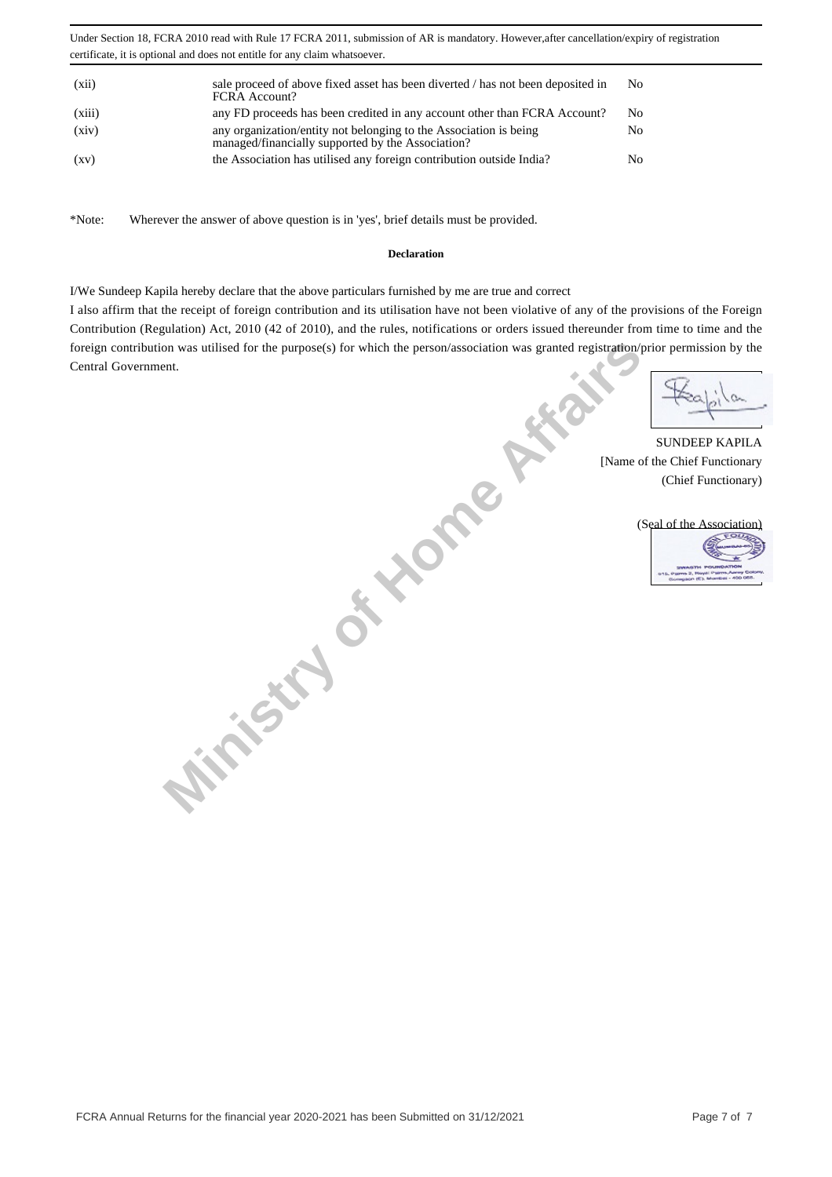Under Section 18, FCRA 2010 read with Rule 17 FCRA 2011, submission of AR is mandatory. However,after cancellation/expiry of registration certificate, it is optional and does not entitle for any claim whatsoever.

| | | |
|---|---|---|
| (xii) | sale proceed of above fixed asset has been diverted / has not been deposited in FCRA Account? | No |
| (xiii) | any FD proceeds has been credited in any account other than FCRA Account? | No |
| (xiv) | any organization/entity not belonging to the Association is being managed/financially supported by the Association? | No |
| (xv) | the Association has utilised any foreign contribution outside India? | No |

*Note: Wherever the answer of above question is in 'yes', brief details must be provided.

**Declaration**

I/We Sundeep Kapila hereby declare that the above particulars furnished by me are true and correct

I also affirm that the receipt of foreign contribution and its utilisation have not been violative of any of the provisions of the Foreign Contribution (Regulation) Act, 2010 (42 of 2010), and the rules, notifications or orders issued thereunder from time to time and the foreign contribution was utilised for the purpose(s) for which the person/association was granted registration/prior permission by the Central Government.

SUNDEEP KAPILA
[Name of the Chief Functionary
(Chief Functionary)

(Seal of the Association)

FCRA Annual Returns for the financial year 2020-2021 has been Submitted on 31/12/2021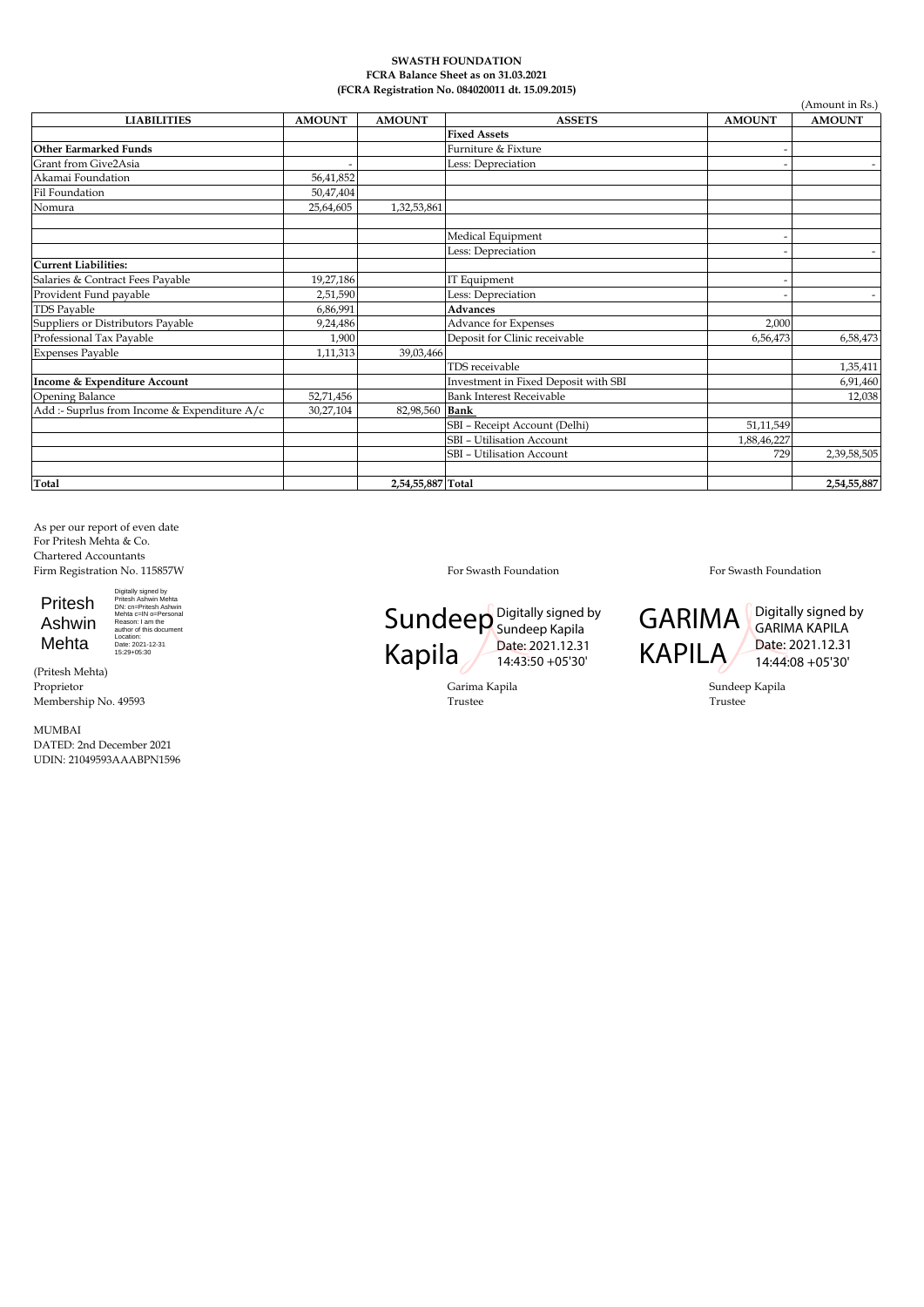**SWASTH FOUNDATION**
**FCRA Balance Sheet as on 31.03.2021**
**(FCRA Registration No. 084020011 dt. 15.09.2015)**

(Amount in Rs.)

| LIABILITIES | AMOUNT | AMOUNT | ASSETS | AMOUNT | AMOUNT |
|---|---|---|---|---|---|
| | | | **Fixed Assets** | | |
| **Other Earmarked Funds** | | | Furniture & Fixture | - | |
| Grant from Give2Asia | - | | Less: Depreciation | - | - |
| Akamai Foundation | 56,41,852 | | | | |
| Fil Foundation | 50,47,404 | | | | |
| Nomura | 25,64,605 | 1,32,53,861 | | | |
| | | | | | |
| | | | Medical Equipment | - | |
| | | | Less: Depreciation | - | - |
| **Current Liabilities:** | | | | | |
| Salaries & Contract Fees Payable | 19,27,186 | | IT Equipment | - | |
| Provident Fund payable | 2,51,590 | | Less: Depreciation | - | - |
| TDS Payable | 6,86,991 | | **Advances** | | |
| Suppliers or Distributors Payable | 9,24,486 | | Advance for Expenses | 2,000 | |
| Professional Tax Payable | 1,900 | | Deposit for Clinic receivable | 6,56,473 | 6,58,473 |
| Expenses Payable | 1,11,313 | 39,03,466 | | | |
| | | | TDS receivable | | 1,35,411 |
| **Income & Expenditure Account** | | | Investment in Fixed Deposit with SBI | | 6,91,460 |
| Opening Balance | 52,71,456 | | Bank Interest Receivable | | 12,038 |
| Add :- Suprlus from Income & Expenditure A/c | 30,27,104 | 82,98,560 | **Bank** | | |
| | | | SBI – Receipt Account (Delhi) | 51,11,549 | |
| | | | SBI – Utilisation Account | 1,88,46,227 | |
| | | | SBI – Utilisation Account | 729 | 2,39,58,505 |
| | | | | | |
| **Total** | | **2,54,55,887** | **Total** | | **2,54,55,887** |

As per our report of even date
For Pritesh Mehta & Co.
Chartered Accountants
Firm Registration No. 115857W

Pritesh Ashwin Mehta — Digitally signed by Pritesh Ashwin Mehta DN: cn=Pritesh Ashwin Mehta c=IN o=Personal Reason: I am the author of this document Location: Date: 2021-12-31 15:29+05:30

(Pritesh Mehta)
Proprietor
Membership No. 49593

MUMBAI
DATED: 2nd December 2021
UDIN: 21049593AAABPN1596

For Swasth Foundation

Sundeep Kapila — Digitally signed by Sundeep Kapila Date: 2021.12.31 14:43:50 +05'30'

Garima Kapila
Trustee

For Swasth Foundation

GARIMA KAPILA — Digitally signed by GARIMA KAPILA Date: 2021.12.31 14:44:08 +05'30'

Sundeep Kapila
Trustee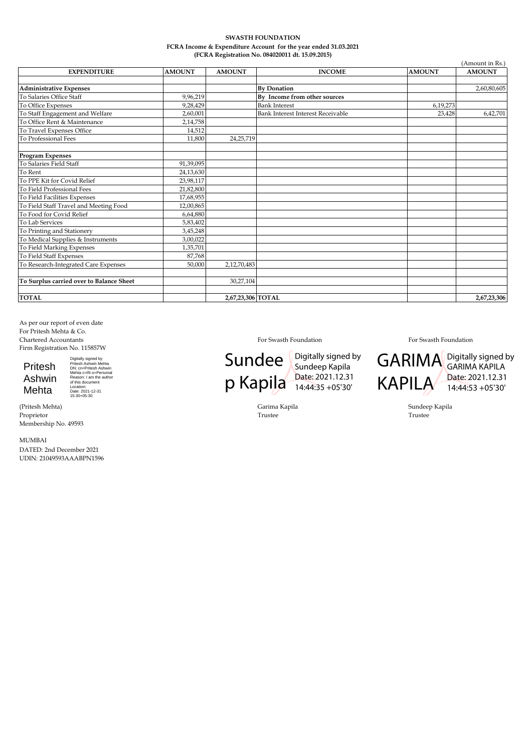**SWASTH FOUNDATION**
**FCRA Income & Expenditure Account for the year ended 31.03.2021**
**(FCRA Registration No. 084020011 dt. 15.09.2015)**

(Amount in Rs.)

| EXPENDITURE | AMOUNT | AMOUNT | INCOME | AMOUNT | AMOUNT |
|---|---|---|---|---|---|
| | | | | | |
| **Administrative Expenses** | | | **By Donation** | | 2,60,80,605 |
| To Salaries Office Staff | 9,96,219 | | **By Income from other sources** | | |
| To Office Expenses | 9,28,429 | | Bank Interest | 6,19,273 | |
| To Staff Engagement and Welfare | 2,60,001 | | Bank Interest Interest Receivable | 23,428 | 6,42,701 |
| To Office Rent & Maintenance | 2,14,758 | | | | |
| To Travel Expenses Office | 14,512 | | | | |
| To Professional Fees | 11,800 | 24,25,719 | | | |
| | | | | | |
| **Program Expenses** | | | | | |
| To Salaries Field Staff | 91,39,095 | | | | |
| To Rent | 24,13,630 | | | | |
| To PPE Kit for Covid Relief | 23,98,117 | | | | |
| To Field Professional Fees | 21,82,800 | | | | |
| To Field Facilities Expenses | 17,68,955 | | | | |
| To Field Staff Travel and Meeting Food | 12,00,865 | | | | |
| To Food for Covid Relief | 6,64,880 | | | | |
| To Lab Services | 5,83,402 | | | | |
| To Printing and Stationery | 3,45,248 | | | | |
| To Medical Supplies & Instruments | 3,00,022 | | | | |
| To Field Marking Expenses | 1,35,701 | | | | |
| To Field Staff Expenses | 87,768 | | | | |
| To Research-Integrated Care Expenses | 50,000 | 2,12,70,483 | | | |
| | | | | | |
| **To Surplus carried over to Balance Sheet** | | 30,27,104 | | | |
| | | | | | |
| **TOTAL** | | **2,67,23,306** | **TOTAL** | | **2,67,23,306** |

As per our report of even date
For Pritesh Mehta & Co.
Chartered Accountants
Firm Registration No. 115857W

Pritesh Ashwin Mehta — Digitally signed by Pritesh Ashwin Mehta DN: cn=Pritesh Ashwin Mehta c=IN o=Personal Reason: I am the author of this document Location: Date: 2021-12-31 15:30+05:30

(Pritesh Mehta)
Proprietor
Membership No. 49593

MUMBAI
DATED: 2nd December 2021
UDIN: 21049593AAABPN1596

For Swasth Foundation

Sundeep Kapila — Digitally signed by Sundeep Kapila Date: 2021.12.31 14:44:35 +05'30'

Garima Kapila
Trustee

For Swasth Foundation

GARIMA KAPILA — Digitally signed by GARIMA KAPILA Date: 2021.12.31 14:44:53 +05'30'

Sundeep Kapila
Trustee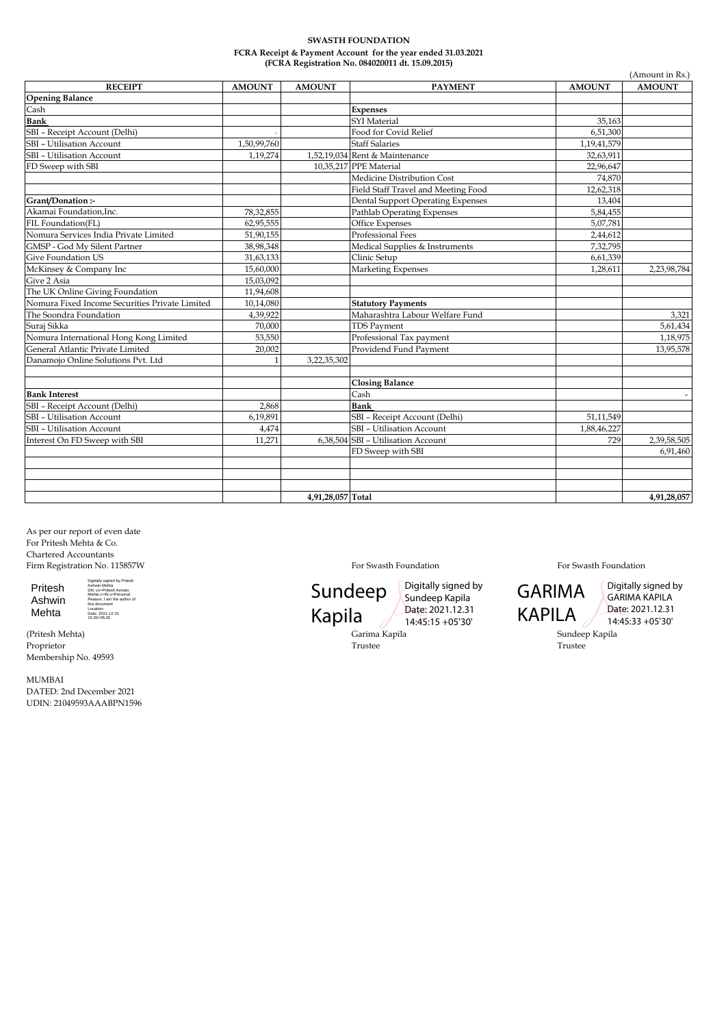**SWASTH FOUNDATION**

**FCRA Receipt & Payment Account for the year ended 31.03.2021**

**(FCRA Registration No. 084020011 dt. 15.09.2015)**

(Amount in Rs.)

| RECEIPT | AMOUNT | AMOUNT | PAYMENT | AMOUNT | AMOUNT |
|---|---|---|---|---|---|
| **Opening Balance** | | | | | |
| Cash | | | **Expenses** | | |
| **Bank** | | | SYI Material | 35,163 | |
| SBI – Receipt Account (Delhi) | - | | Food for Covid Relief | 6,51,300 | |
| SBI – Utilisation Account | 1,50,99,760 | | Staff Salaries | 1,19,41,579 | |
| SBI – Utilisation Account | 1,19,274 | 1,52,19,034 | Rent & Maintenance | 32,63,911 | |
| FD Sweep with SBI | | 10,35,217 | PPE Material | 22,96,647 | |
| | | | Medicine Distribution Cost | 74,870 | |
| | | | Field Staff Travel and Meeting Food | 12,62,318 | |
| **Grant/Donation :-** | | | Dental Support Operating Expenses | 13,404 | |
| Akamai Foundation,Inc. | 78,32,855 | | Pathlab Operating Expenses | 5,84,455 | |
| FIL Foundation(FL) | 62,95,555 | | Office Expenses | 5,07,781 | |
| Nomura Services India Private Limited | 51,90,155 | | Professional Fees | 2,44,612 | |
| GMSP - God My Silent Partner | 38,98,348 | | Medical Supplies & Instruments | 7,32,795 | |
| Give Foundation US | 31,63,133 | | Clinic Setup | 6,61,339 | |
| McKinsey & Company Inc | 15,60,000 | | Marketing Expenses | 1,28,611 | 2,23,98,784 |
| Give 2 Asia | 15,03,092 | | | | |
| The UK Online Giving Foundation | 11,94,608 | | | | |
| Nomura Fixed Income Securities Private Limited | 10,14,080 | | **Statutory Payments** | | |
| The Soondra Foundation | 4,39,922 | | Maharashtra Labour Welfare Fund | | 3,321 |
| Suraj Sikka | 70,000 | | TDS Payment | | 5,61,434 |
| Nomura International Hong Kong Limited | 53,550 | | Professional Tax payment | | 1,18,975 |
| General Atlantic Private Limited | 20,002 | | Providend Fund Payment | | 13,95,578 |
| Danamojo Online Solutions Pvt. Ltd | 1 | 3,22,35,302 | | | |
| | | | | | |
| | | | **Closing Balance** | | |
| **Bank Interest** | | | Cash | | - |
| SBI – Receipt Account (Delhi) | 2,868 | | **Bank** | | |
| SBI – Utilisation Account | 6,19,891 | | SBI – Receipt Account (Delhi) | 51,11,549 | |
| SBI – Utilisation Account | 4,474 | | SBI – Utilisation Account | 1,88,46,227 | |
| Interest On FD Sweep with SBI | 11,271 | 6,38,504 | SBI – Utilisation Account | 729 | 2,39,58,505 |
| | | | FD Sweep with SBI | | 6,91,460 |
| | | | | | |
| | | | | | |
| | | | | | |
| | | 4,91,28,057 | **Total** | | **4,91,28,057** |

As per our report of even date
For Pritesh Mehta & Co.
Chartered Accountants
Firm Registration No. 115857W

Pritesh Ashwin Mehta (Digitally signed by Pritesh Ashwin Mehta, Date: 2021-12-31 15:30+05:30)

(Pritesh Mehta)
Proprietor
Membership No. 49593

MUMBAI
DATED: 2nd December 2021
UDIN: 21049593AAABPN1596

For Swasth Foundation

Sundeep Kapila (Digitally signed by Sundeep Kapila, Date: 2021.12.31 14:45:15 +05'30')

Garima Kapila
Trustee

For Swasth Foundation

GARIMA KAPILA (Digitally signed by GARIMA KAPILA, Date: 2021.12.31 14:45:33 +05'30')

Sundeep Kapila
Trustee